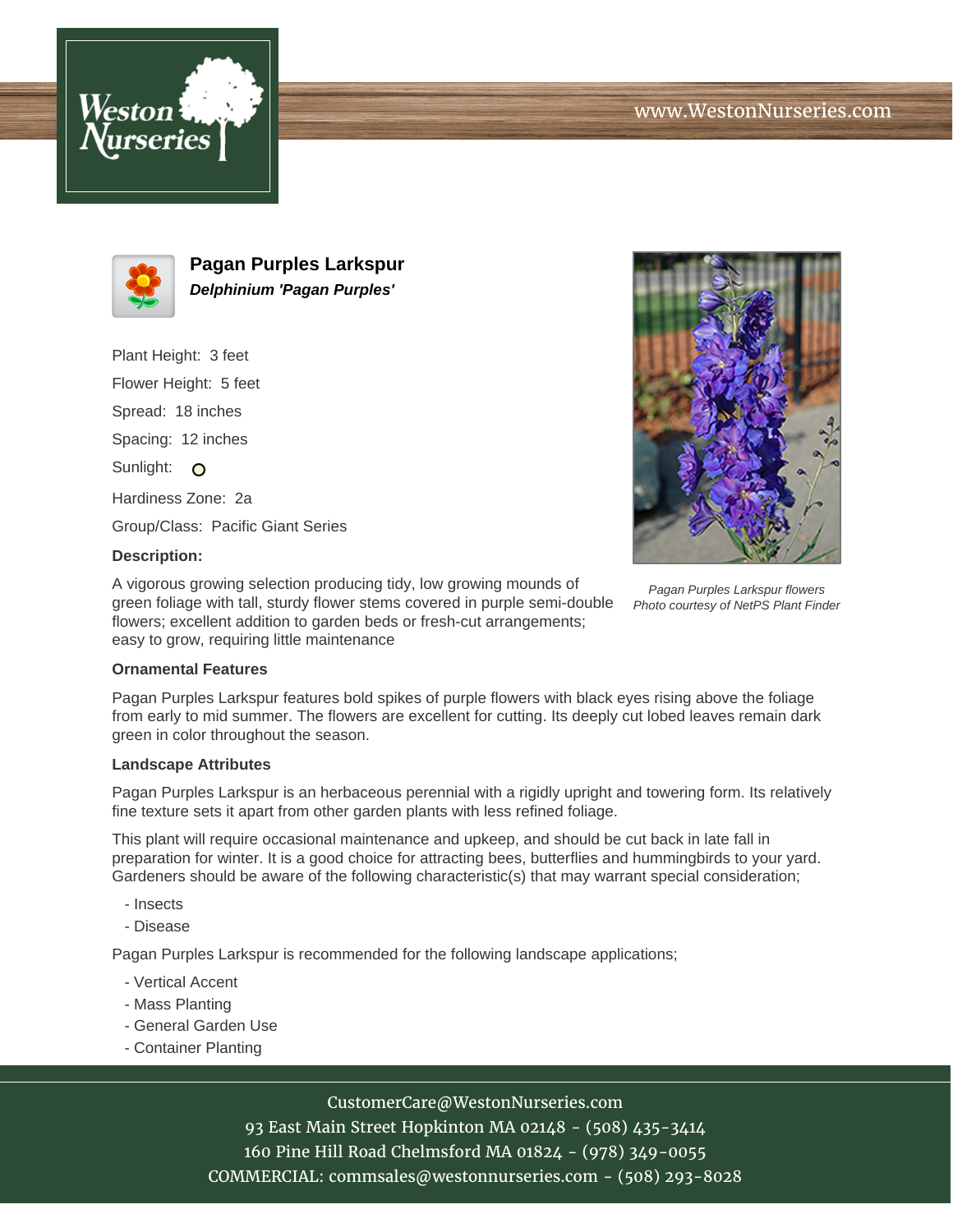# Pagan Purples Larkspur

***Delphinium 'Pagan Purples'***

Plant Height: 3 feet

Flower Height: 5 feet

Spread: 18 inches

Spacing: 12 inches

Sunlight:

Hardiness Zone: 2a

Group/Class: Pacific Giant Series

**Description:**

A vigorous growing selection producing tidy, low growing mounds of green foliage with tall, sturdy flower stems covered in purple semi-double flowers; excellent addition to garden beds or fresh-cut arrangements; easy to grow, requiring little maintenance

*Pagan Purples Larkspur flowers*
*Photo courtesy of NetPS Plant Finder*

**Ornamental Features**

Pagan Purples Larkspur features bold spikes of purple flowers with black eyes rising above the foliage from early to mid summer. The flowers are excellent for cutting. Its deeply cut lobed leaves remain dark green in color throughout the season.

**Landscape Attributes**

Pagan Purples Larkspur is an herbaceous perennial with a rigidly upright and towering form. Its relatively fine texture sets it apart from other garden plants with less refined foliage.

This plant will require occasional maintenance and upkeep, and should be cut back in late fall in preparation for winter. It is a good choice for attracting bees, butterflies and hummingbirds to your yard. Gardeners should be aware of the following characteristic(s) that may warrant special consideration;

- Insects
- Disease

Pagan Purples Larkspur is recommended for the following landscape applications;

- Vertical Accent
- Mass Planting
- General Garden Use
- Container Planting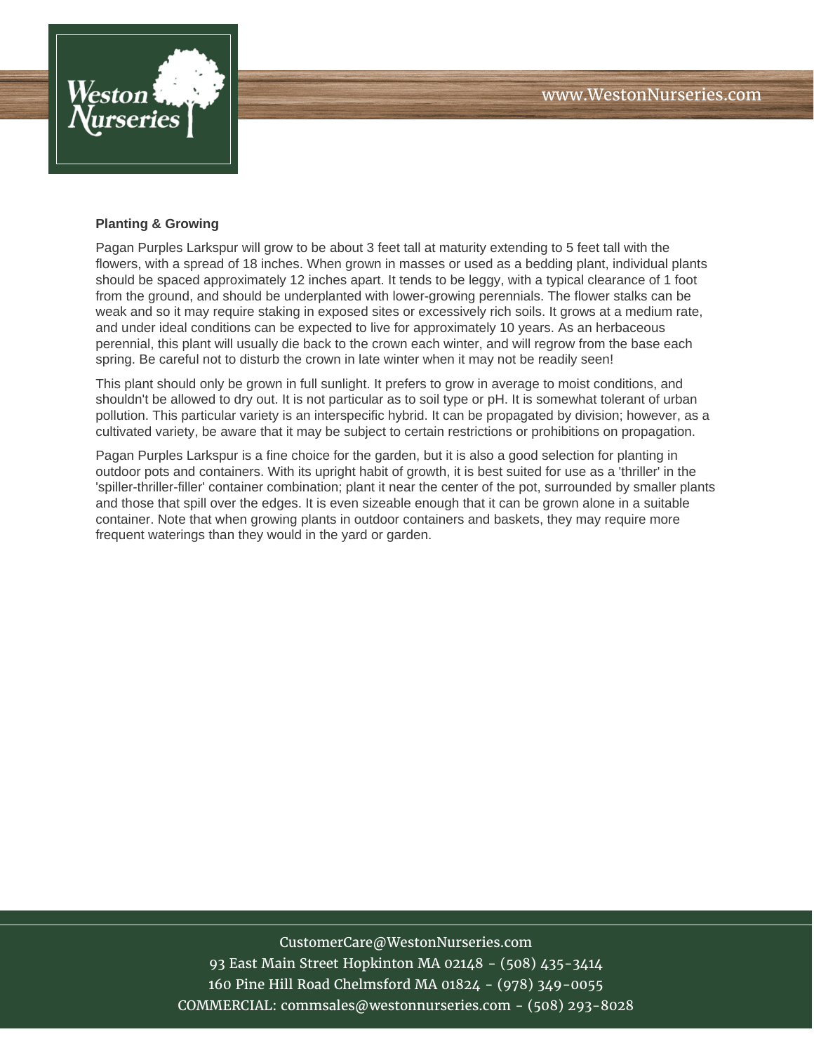**Planting & Growing**

Pagan Purples Larkspur will grow to be about 3 feet tall at maturity extending to 5 feet tall with the flowers, with a spread of 18 inches. When grown in masses or used as a bedding plant, individual plants should be spaced approximately 12 inches apart. It tends to be leggy, with a typical clearance of 1 foot from the ground, and should be underplanted with lower-growing perennials. The flower stalks can be weak and so it may require staking in exposed sites or excessively rich soils. It grows at a medium rate, and under ideal conditions can be expected to live for approximately 10 years. As an herbaceous perennial, this plant will usually die back to the crown each winter, and will regrow from the base each spring. Be careful not to disturb the crown in late winter when it may not be readily seen!

This plant should only be grown in full sunlight. It prefers to grow in average to moist conditions, and shouldn't be allowed to dry out. It is not particular as to soil type or pH. It is somewhat tolerant of urban pollution. This particular variety is an interspecific hybrid. It can be propagated by division; however, as a cultivated variety, be aware that it may be subject to certain restrictions or prohibitions on propagation.

Pagan Purples Larkspur is a fine choice for the garden, but it is also a good selection for planting in outdoor pots and containers. With its upright habit of growth, it is best suited for use as a 'thriller' in the 'spiller-thriller-filler' container combination; plant it near the center of the pot, surrounded by smaller plants and those that spill over the edges. It is even sizeable enough that it can be grown alone in a suitable container. Note that when growing plants in outdoor containers and baskets, they may require more frequent waterings than they would in the yard or garden.